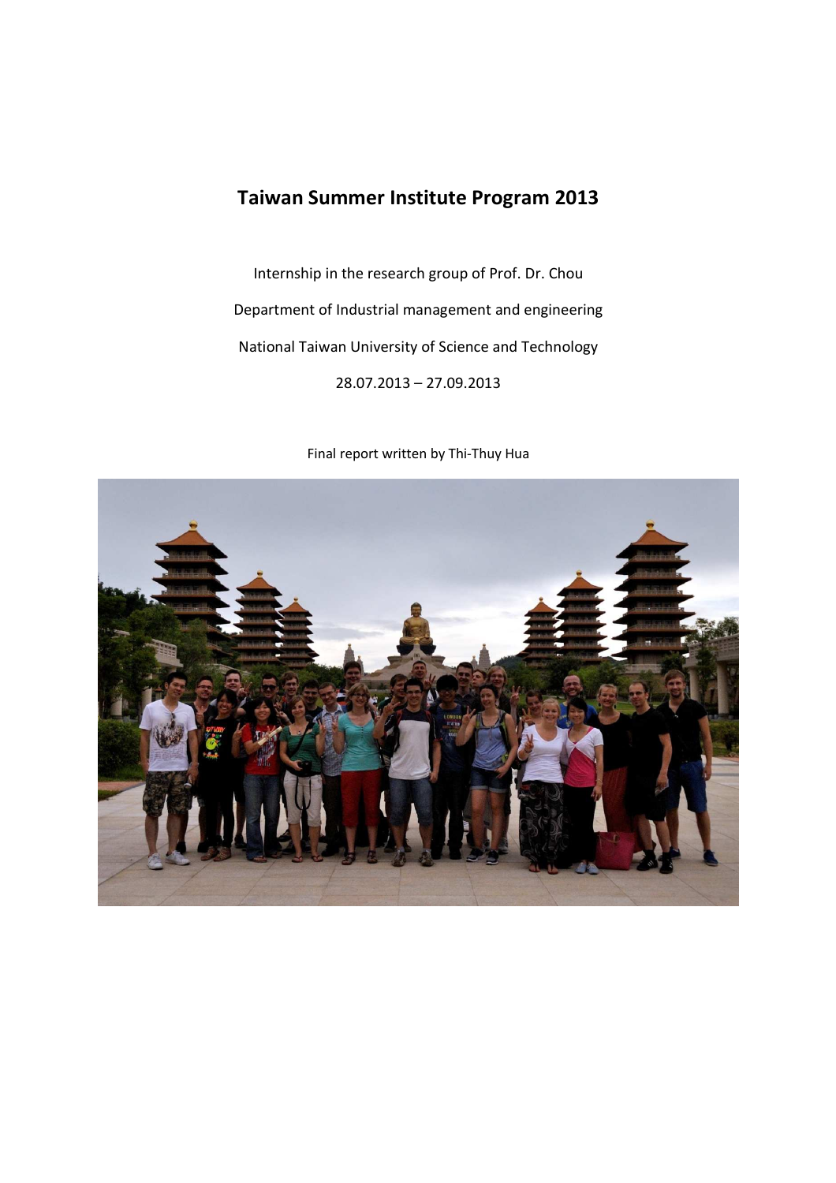# Taiwan Summer Institute Program 2013

Internship in the research group of Prof. Dr. Chou

Department of Industrial management and engineering

National Taiwan University of Science and Technology

28.07.2013 – 27.09.2013

Final report written by Thi-Thuy Hua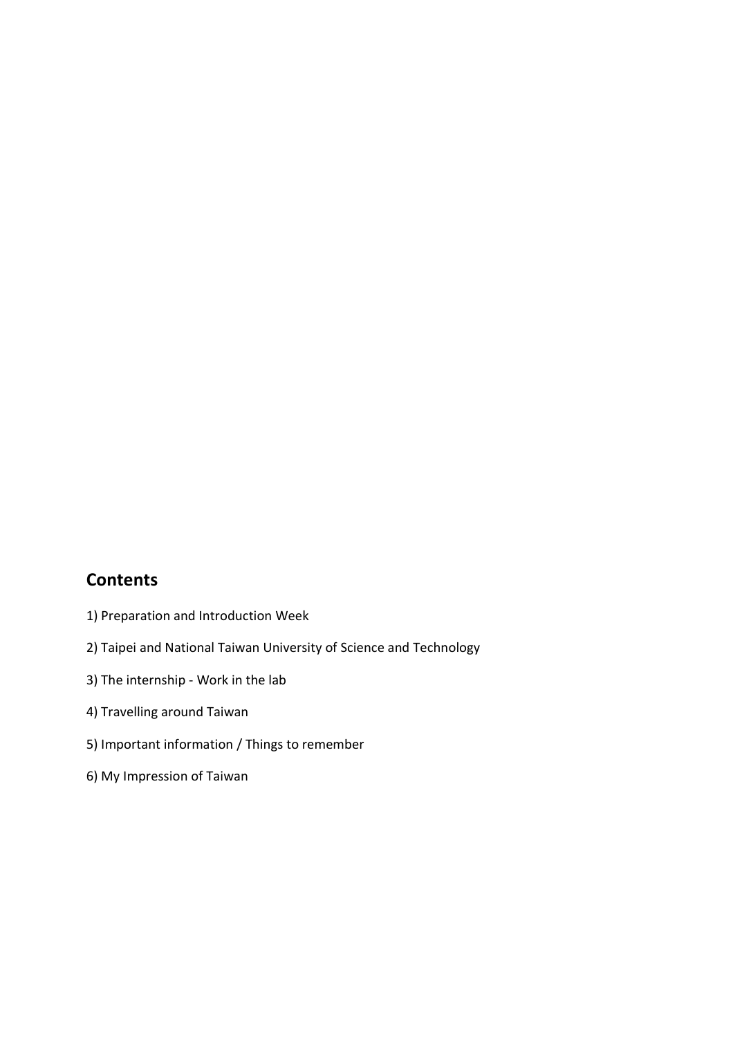## Contents

1) Preparation and Introduction Week

2) Taipei and National Taiwan University of Science and Technology

3) The internship - Work in the lab

4) Travelling around Taiwan

5) Important information / Things to remember

6) My Impression of Taiwan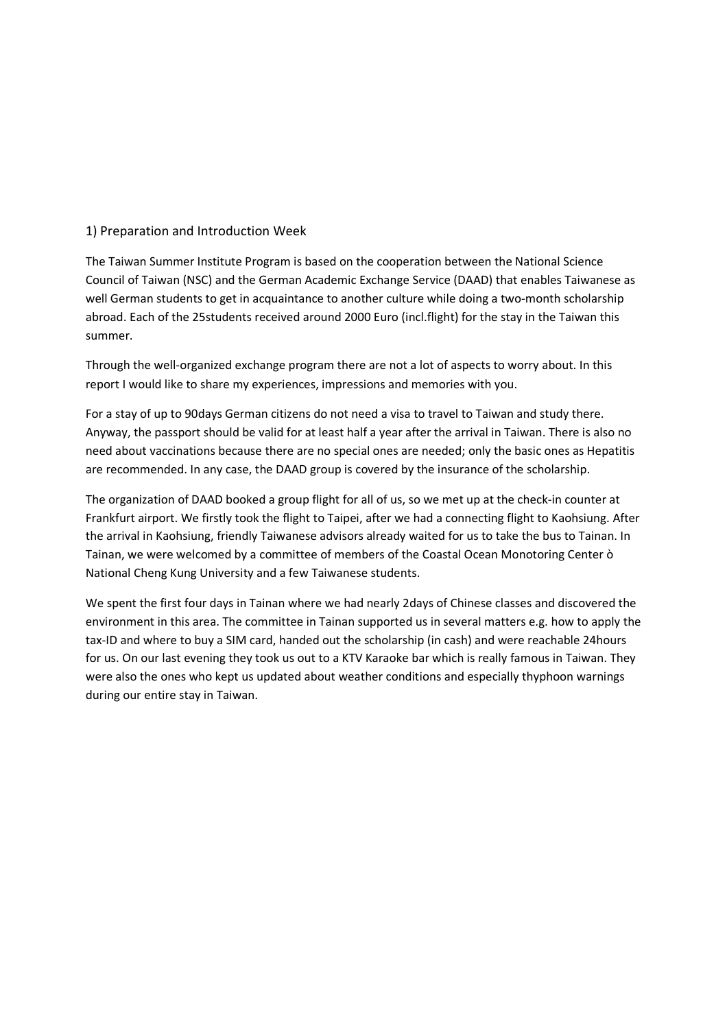## 1) Preparation and Introduction Week

The Taiwan Summer Institute Program is based on the cooperation between the National Science Council of Taiwan (NSC) and the German Academic Exchange Service (DAAD) that enables Taiwanese as well German students to get in acquaintance to another culture while doing a two-month scholarship abroad. Each of the 25students received around 2000 Euro (incl.flight) for the stay in the Taiwan this summer.

Through the well-organized exchange program there are not a lot of aspects to worry about. In this report I would like to share my experiences, impressions and memories with you.

For a stay of up to 90days German citizens do not need a visa to travel to Taiwan and study there. Anyway, the passport should be valid for at least half a year after the arrival in Taiwan. There is also no need about vaccinations because there are no special ones are needed; only the basic ones as Hepatitis are recommended. In any case, the DAAD group is covered by the insurance of the scholarship.

The organization of DAAD booked a group flight for all of us, so we met up at the check-in counter at Frankfurt airport. We firstly took the flight to Taipei, after we had a connecting flight to Kaohsiung. After the arrival in Kaohsiung, friendly Taiwanese advisors already waited for us to take the bus to Tainan. In Tainan, we were welcomed by a committee of members of the Coastal Ocean Monotoring Center ò National Cheng Kung University and a few Taiwanese students.

We spent the first four days in Tainan where we had nearly 2days of Chinese classes and discovered the environment in this area. The committee in Tainan supported us in several matters e.g. how to apply the tax-ID and where to buy a SIM card, handed out the scholarship (in cash) and were reachable 24hours for us. On our last evening they took us out to a KTV Karaoke bar which is really famous in Taiwan. They were also the ones who kept us updated about weather conditions and especially thyphoon warnings during our entire stay in Taiwan.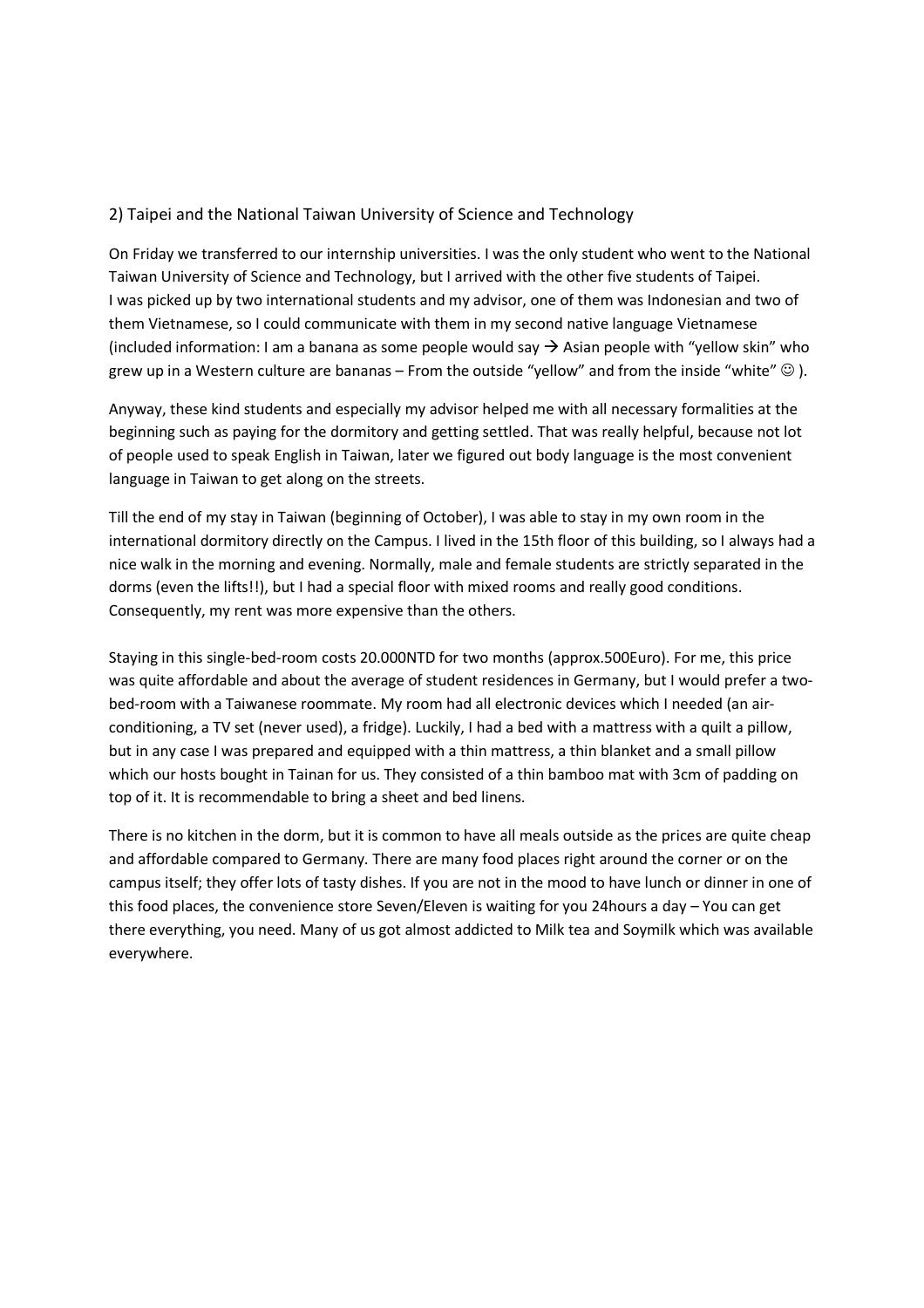## 2) Taipei and the National Taiwan University of Science and Technology

On Friday we transferred to our internship universities. I was the only student who went to the National Taiwan University of Science and Technology, but I arrived with the other five students of Taipei. I was picked up by two international students and my advisor, one of them was Indonesian and two of them Vietnamese, so I could communicate with them in my second native language Vietnamese (included information: I am a banana as some people would say → Asian people with "yellow skin" who grew up in a Western culture are bananas – From the outside "yellow" and from the inside "white" ☺ ).

Anyway, these kind students and especially my advisor helped me with all necessary formalities at the beginning such as paying for the dormitory and getting settled. That was really helpful, because not lot of people used to speak English in Taiwan, later we figured out body language is the most convenient language in Taiwan to get along on the streets.

Till the end of my stay in Taiwan (beginning of October), I was able to stay in my own room in the international dormitory directly on the Campus. I lived in the 15th floor of this building, so I always had a nice walk in the morning and evening. Normally, male and female students are strictly separated in the dorms (even the lifts!!), but I had a special floor with mixed rooms and really good conditions. Consequently, my rent was more expensive than the others.

Staying in this single-bed-room costs 20.000NTD for two months (approx.500Euro). For me, this price was quite affordable and about the average of student residences in Germany, but I would prefer a two-bed-room with a Taiwanese roommate. My room had all electronic devices which I needed (an air-conditioning, a TV set (never used), a fridge). Luckily, I had a bed with a mattress with a quilt a pillow, but in any case I was prepared and equipped with a thin mattress, a thin blanket and a small pillow which our hosts bought in Tainan for us. They consisted of a thin bamboo mat with 3cm of padding on top of it. It is recommendable to bring a sheet and bed linens.

There is no kitchen in the dorm, but it is common to have all meals outside as the prices are quite cheap and affordable compared to Germany. There are many food places right around the corner or on the campus itself; they offer lots of tasty dishes. If you are not in the mood to have lunch or dinner in one of this food places, the convenience store Seven/Eleven is waiting for you 24hours a day – You can get there everything, you need. Many of us got almost addicted to Milk tea and Soymilk which was available everywhere.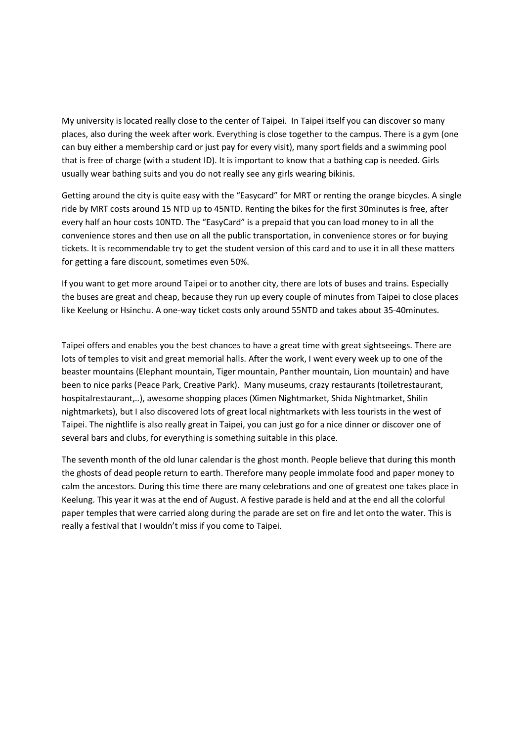My university is located really close to the center of Taipei.  In Taipei itself you can discover so many places, also during the week after work. Everything is close together to the campus. There is a gym (one can buy either a membership card or just pay for every visit), many sport fields and a swimming pool that is free of charge (with a student ID). It is important to know that a bathing cap is needed. Girls usually wear bathing suits and you do not really see any girls wearing bikinis.

Getting around the city is quite easy with the "Easycard" for MRT or renting the orange bicycles. A single ride by MRT costs around 15 NTD up to 45NTD. Renting the bikes for the first 30minutes is free, after every half an hour costs 10NTD. The "EasyCard" is a prepaid that you can load money to in all the convenience stores and then use on all the public transportation, in convenience stores or for buying tickets. It is recommendable try to get the student version of this card and to use it in all these matters for getting a fare discount, sometimes even 50%.

If you want to get more around Taipei or to another city, there are lots of buses and trains. Especially the buses are great and cheap, because they run up every couple of minutes from Taipei to close places like Keelung or Hsinchu. A one-way ticket costs only around 55NTD and takes about 35-40minutes.

Taipei offers and enables you the best chances to have a great time with great sightseeings. There are lots of temples to visit and great memorial halls. After the work, I went every week up to one of the beaster mountains (Elephant mountain, Tiger mountain, Panther mountain, Lion mountain) and have been to nice parks (Peace Park, Creative Park).  Many museums, crazy restaurants (toiletrestaurant, hospitalrestaurant,..), awesome shopping places (Ximen Nightmarket, Shida Nightmarket, Shilin nightmarkets), but I also discovered lots of great local nightmarkets with less tourists in the west of Taipei. The nightlife is also really great in Taipei, you can just go for a nice dinner or discover one of several bars and clubs, for everything is something suitable in this place.

The seventh month of the old lunar calendar is the ghost month. People believe that during this month the ghosts of dead people return to earth. Therefore many people immolate food and paper money to calm the ancestors. During this time there are many celebrations and one of greatest one takes place in Keelung. This year it was at the end of August. A festive parade is held and at the end all the colorful paper temples that were carried along during the parade are set on fire and let onto the water. This is really a festival that I wouldn't miss if you come to Taipei.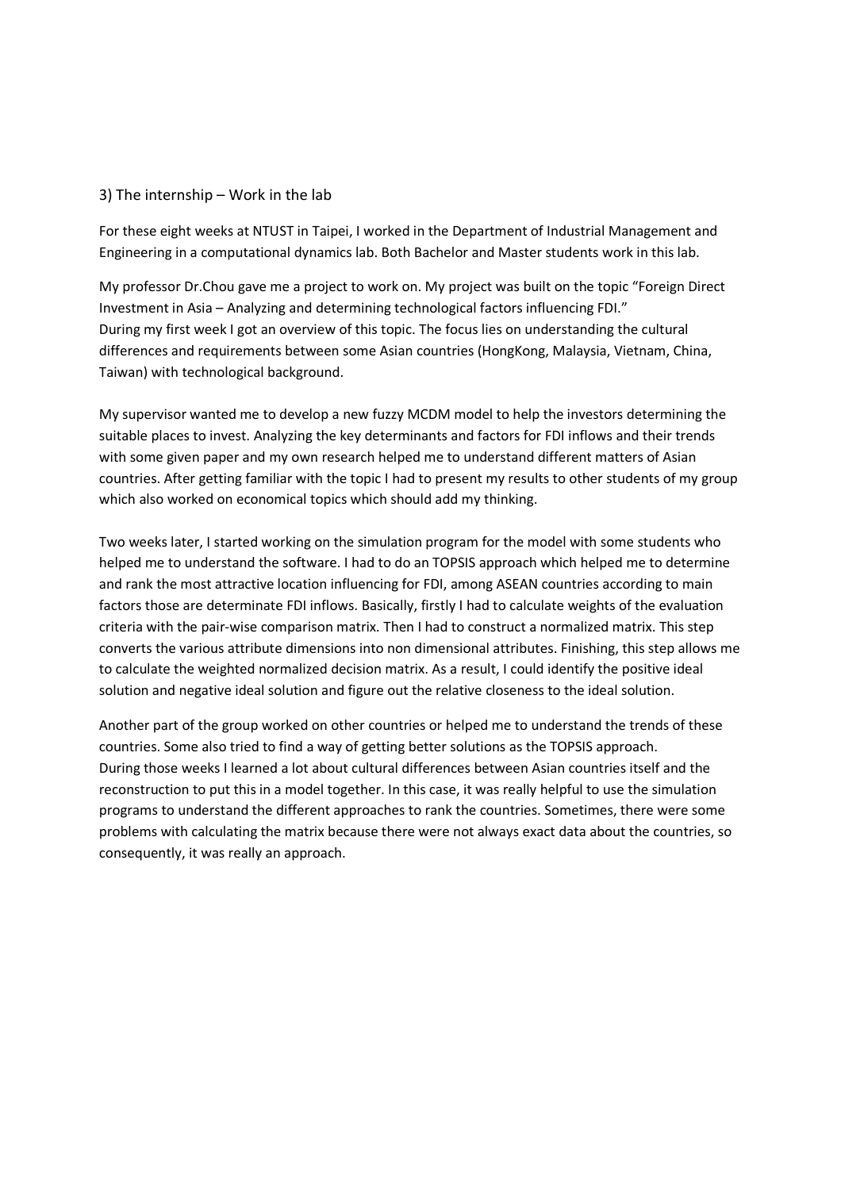## 3) The internship – Work in the lab

For these eight weeks at NTUST in Taipei, I worked in the Department of Industrial Management and Engineering in a computational dynamics lab. Both Bachelor and Master students work in this lab.

My professor Dr.Chou gave me a project to work on. My project was built on the topic "Foreign Direct Investment in Asia – Analyzing and determining technological factors influencing FDI."
During my first week I got an overview of this topic. The focus lies on understanding the cultural differences and requirements between some Asian countries (HongKong, Malaysia, Vietnam, China, Taiwan) with technological background.

My supervisor wanted me to develop a new fuzzy MCDM model to help the investors determining the suitable places to invest. Analyzing the key determinants and factors for FDI inflows and their trends with some given paper and my own research helped me to understand different matters of Asian countries. After getting familiar with the topic I had to present my results to other students of my group which also worked on economical topics which should add my thinking.

Two weeks later, I started working on the simulation program for the model with some students who helped me to understand the software. I had to do an TOPSIS approach which helped me to determine and rank the most attractive location influencing for FDI, among ASEAN countries according to main factors those are determinate FDI inflows. Basically, firstly I had to calculate weights of the evaluation criteria with the pair-wise comparison matrix. Then I had to construct a normalized matrix. This step converts the various attribute dimensions into non dimensional attributes. Finishing, this step allows me to calculate the weighted normalized decision matrix. As a result, I could identify the positive ideal solution and negative ideal solution and figure out the relative closeness to the ideal solution.

Another part of the group worked on other countries or helped me to understand the trends of these countries. Some also tried to find a way of getting better solutions as the TOPSIS approach.
During those weeks I learned a lot about cultural differences between Asian countries itself and the reconstruction to put this in a model together. In this case, it was really helpful to use the simulation programs to understand the different approaches to rank the countries. Sometimes, there were some problems with calculating the matrix because there were not always exact data about the countries, so consequently, it was really an approach.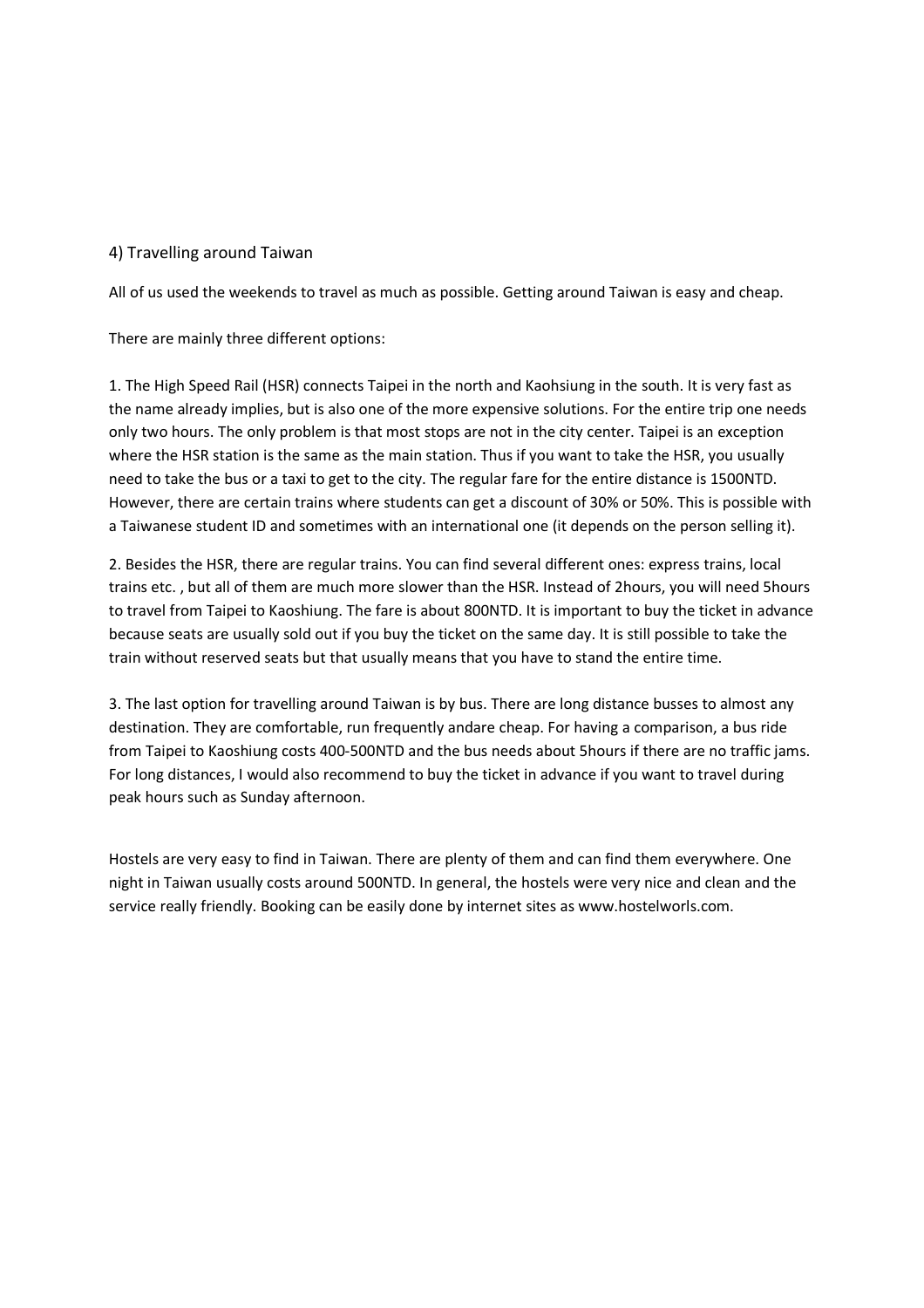## 4) Travelling around Taiwan

All of us used the weekends to travel as much as possible. Getting around Taiwan is easy and cheap.

There are mainly three different options:

1. The High Speed Rail (HSR) connects Taipei in the north and Kaohsiung in the south. It is very fast as the name already implies, but is also one of the more expensive solutions. For the entire trip one needs only two hours. The only problem is that most stops are not in the city center. Taipei is an exception where the HSR station is the same as the main station. Thus if you want to take the HSR, you usually need to take the bus or a taxi to get to the city. The regular fare for the entire distance is 1500NTD. However, there are certain trains where students can get a discount of 30% or 50%. This is possible with a Taiwanese student ID and sometimes with an international one (it depends on the person selling it).

2. Besides the HSR, there are regular trains. You can find several different ones: express trains, local trains etc. , but all of them are much more slower than the HSR. Instead of 2hours, you will need 5hours to travel from Taipei to Kaoshiung. The fare is about 800NTD. It is important to buy the ticket in advance because seats are usually sold out if you buy the ticket on the same day. It is still possible to take the train without reserved seats but that usually means that you have to stand the entire time.

3. The last option for travelling around Taiwan is by bus. There are long distance busses to almost any destination. They are comfortable, run frequently andare cheap. For having a comparison, a bus ride from Taipei to Kaoshiung costs 400-500NTD and the bus needs about 5hours if there are no traffic jams. For long distances, I would also recommend to buy the ticket in advance if you want to travel during peak hours such as Sunday afternoon.

Hostels are very easy to find in Taiwan. There are plenty of them and can find them everywhere. One night in Taiwan usually costs around 500NTD. In general, the hostels were very nice and clean and the service really friendly. Booking can be easily done by internet sites as www.hostelworls.com.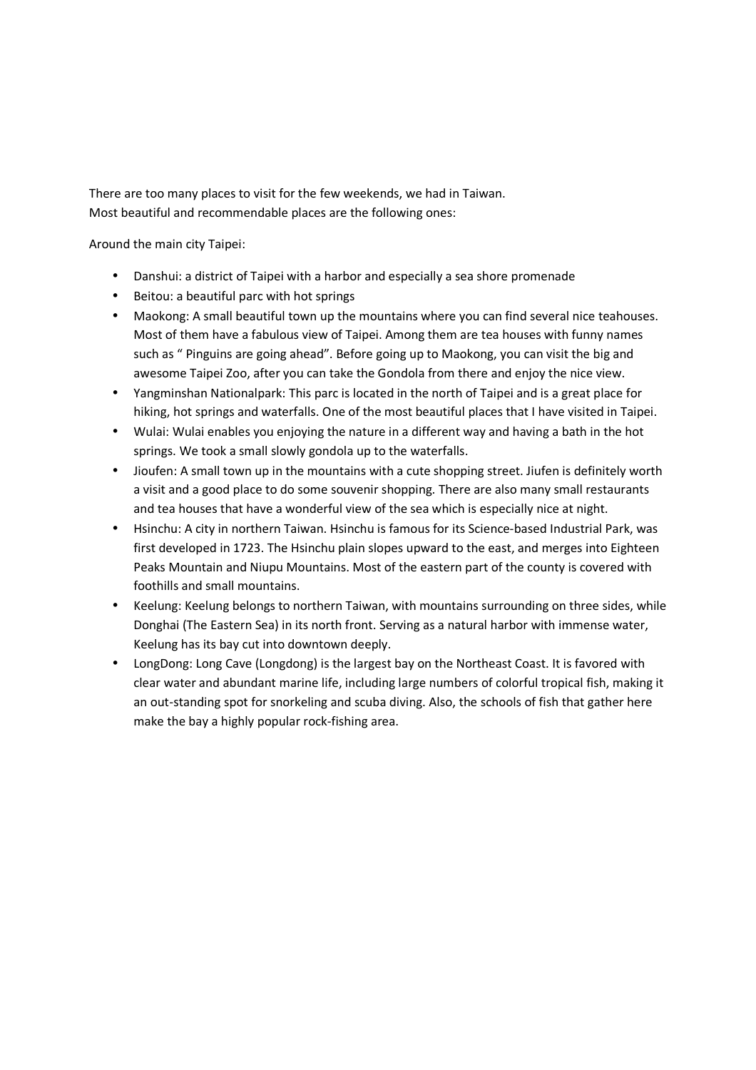There are too many places to visit for the few weekends, we had in Taiwan.
Most beautiful and recommendable places are the following ones:

Around the main city Taipei:

- Danshui: a district of Taipei with a harbor and especially a sea shore promenade
- Beitou: a beautiful parc with hot springs
- Maokong: A small beautiful town up the mountains where you can find several nice teahouses. Most of them have a fabulous view of Taipei. Among them are tea houses with funny names such as " Pinguins are going ahead". Before going up to Maokong, you can visit the big and awesome Taipei Zoo, after you can take the Gondola from there and enjoy the nice view.
- Yangminshan Nationalpark: This parc is located in the north of Taipei and is a great place for hiking, hot springs and waterfalls. One of the most beautiful places that I have visited in Taipei.
- Wulai: Wulai enables you enjoying the nature in a different way and having a bath in the hot springs. We took a small slowly gondola up to the waterfalls.
- Jioufen: A small town up in the mountains with a cute shopping street. Jiufen is definitely worth a visit and a good place to do some souvenir shopping. There are also many small restaurants and tea houses that have a wonderful view of the sea which is especially nice at night.
- Hsinchu: A city in northern Taiwan. Hsinchu is famous for its Science-based Industrial Park, was first developed in 1723. The Hsinchu plain slopes upward to the east, and merges into Eighteen Peaks Mountain and Niupu Mountains. Most of the eastern part of the county is covered with foothills and small mountains.
- Keelung: Keelung belongs to northern Taiwan, with mountains surrounding on three sides, while Donghai (The Eastern Sea) in its north front. Serving as a natural harbor with immense water, Keelung has its bay cut into downtown deeply.
- LongDong: Long Cave (Longdong) is the largest bay on the Northeast Coast. It is favored with clear water and abundant marine life, including large numbers of colorful tropical fish, making it an out-standing spot for snorkeling and scuba diving. Also, the schools of fish that gather here make the bay a highly popular rock-fishing area.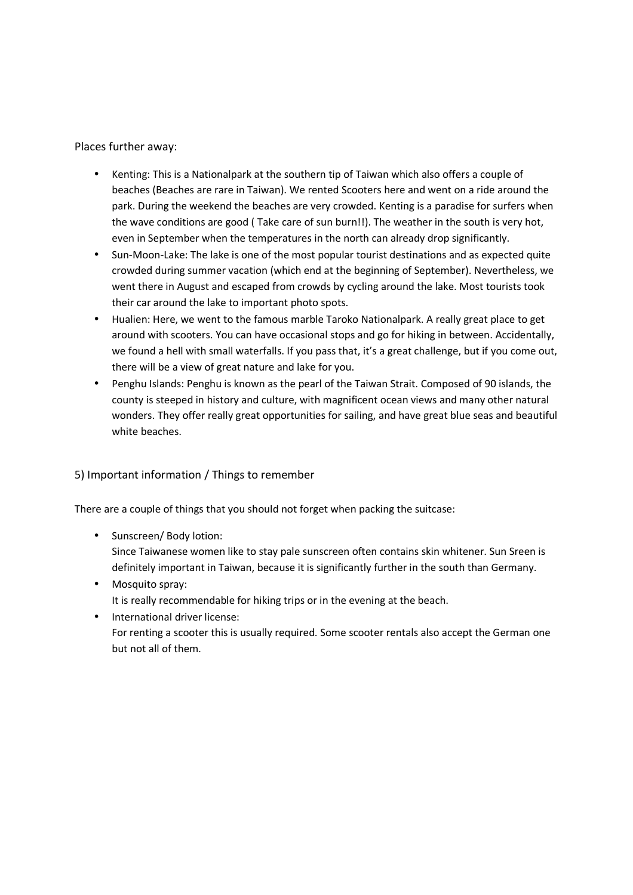Places further away:

- Kenting: This is a Nationalpark at the southern tip of Taiwan which also offers a couple of beaches (Beaches are rare in Taiwan). We rented Scooters here and went on a ride around the park. During the weekend the beaches are very crowded. Kenting is a paradise for surfers when the wave conditions are good ( Take care of sun burn!!). The weather in the south is very hot, even in September when the temperatures in the north can already drop significantly.
- Sun-Moon-Lake: The lake is one of the most popular tourist destinations and as expected quite crowded during summer vacation (which end at the beginning of September). Nevertheless, we went there in August and escaped from crowds by cycling around the lake. Most tourists took their car around the lake to important photo spots.
- Hualien: Here, we went to the famous marble Taroko Nationalpark. A really great place to get around with scooters. You can have occasional stops and go for hiking in between. Accidentally, we found a hell with small waterfalls. If you pass that, it's a great challenge, but if you come out, there will be a view of great nature and lake for you.
- Penghu Islands: Penghu is known as the pearl of the Taiwan Strait. Composed of 90 islands, the county is steeped in history and culture, with magnificent ocean views and many other natural wonders. They offer really great opportunities for sailing, and have great blue seas and beautiful white beaches.

## 5) Important information / Things to remember

There are a couple of things that you should not forget when packing the suitcase:

- Sunscreen/ Body lotion:
  Since Taiwanese women like to stay pale sunscreen often contains skin whitener. Sun Sreen is definitely important in Taiwan, because it is significantly further in the south than Germany.
- Mosquito spray:
  It is really recommendable for hiking trips or in the evening at the beach.
- International driver license:
  For renting a scooter this is usually required. Some scooter rentals also accept the German one but not all of them.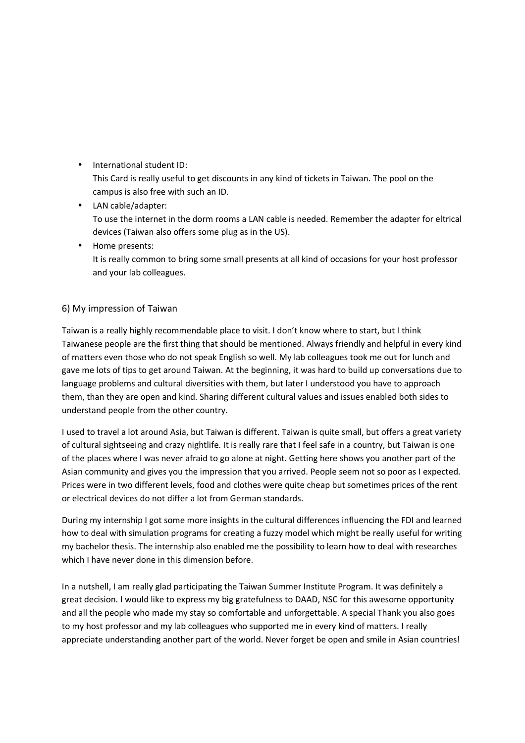- International student ID:
  This Card is really useful to get discounts in any kind of tickets in Taiwan. The pool on the campus is also free with such an ID.
- LAN cable/adapter:
  To use the internet in the dorm rooms a LAN cable is needed. Remember the adapter for eltrical devices (Taiwan also offers some plug as in the US).
- Home presents:
  It is really common to bring some small presents at all kind of occasions for your host professor and your lab colleagues.

## 6) My impression of Taiwan

Taiwan is a really highly recommendable place to visit. I don't know where to start, but I think Taiwanese people are the first thing that should be mentioned. Always friendly and helpful in every kind of matters even those who do not speak English so well. My lab colleagues took me out for lunch and gave me lots of tips to get around Taiwan. At the beginning, it was hard to build up conversations due to language problems and cultural diversities with them, but later I understood you have to approach them, than they are open and kind. Sharing different cultural values and issues enabled both sides to understand people from the other country.

I used to travel a lot around Asia, but Taiwan is different. Taiwan is quite small, but offers a great variety of cultural sightseeing and crazy nightlife. It is really rare that I feel safe in a country, but Taiwan is one of the places where I was never afraid to go alone at night. Getting here shows you another part of the Asian community and gives you the impression that you arrived. People seem not so poor as I expected. Prices were in two different levels, food and clothes were quite cheap but sometimes prices of the rent or electrical devices do not differ a lot from German standards.

During my internship I got some more insights in the cultural differences influencing the FDI and learned how to deal with simulation programs for creating a fuzzy model which might be really useful for writing my bachelor thesis. The internship also enabled me the possibility to learn how to deal with researches which I have never done in this dimension before.

In a nutshell, I am really glad participating the Taiwan Summer Institute Program. It was definitely a great decision. I would like to express my big gratefulness to DAAD, NSC for this awesome opportunity and all the people who made my stay so comfortable and unforgettable. A special Thank you also goes to my host professor and my lab colleagues who supported me in every kind of matters. I really appreciate understanding another part of the world. Never forget be open and smile in Asian countries!